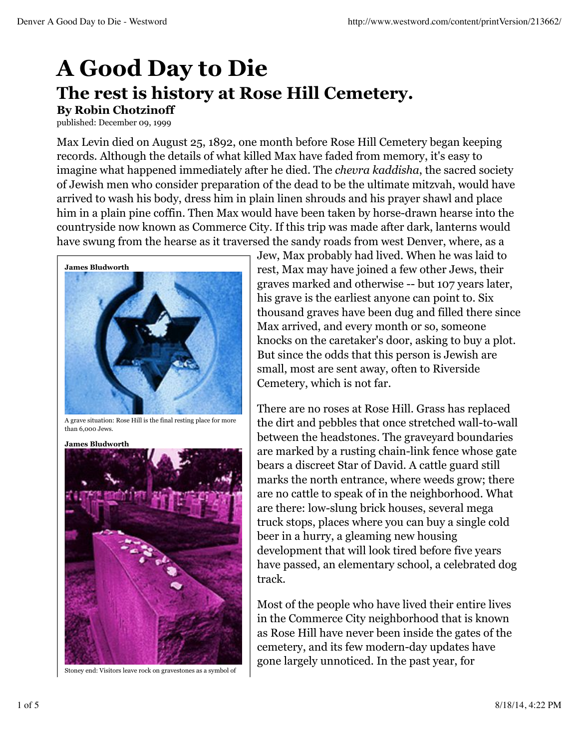# A Good Day to Die

## The rest is history at Rose Hill Cemetery.

### By Robin Chotzinoff

published: December 09, 1999

Max Levin died on August 25, 1892, one month before Rose Hill Cemetery began keeping records. Although the details of what killed Max have faded from memory, it's easy to imagine what happened immediately after he died. The *chevra kaddisha*, the sacred society of Jewish men who consider preparation of the dead to be the ultimate mitzvah, would have arrived to wash his body, dress him in plain linen shrouds and his prayer shawl and place him in a plain pine coffin. Then Max would have been taken by horse-drawn hearse into the countryside now known as Commerce City. If this trip was made after dark, lanterns would have swung from the hearse as it traversed the sandy roads from west Denver, where, as a Jew, Max probably had lived. When he was laid to rest, Max may have joined a few other Jews, their graves marked and otherwise -- but 107 years later, his grave is the earliest anyone can point to. Six thousand graves have been dug and filled there since Max arrived, and every month or so, someone knocks on the caretaker's door, asking to buy a plot. But since the odds that this person is Jewish are small, most are sent away, often to Riverside Cemetery, which is not far.

**James Bludworth**

A grave situation: Rose Hill is the final resting place for more than 6,000 Jews.

**James Bludworth**

Stoney end: Visitors leave rock on gravestones as a symbol of

There are no roses at Rose Hill. Grass has replaced the dirt and pebbles that once stretched wall-to-wall between the headstones. The graveyard boundaries are marked by a rusting chain-link fence whose gate bears a discreet Star of David. A cattle guard still marks the north entrance, where weeds grow; there are no cattle to speak of in the neighborhood. What are there: low-slung brick houses, several mega truck stops, places where you can buy a single cold beer in a hurry, a gleaming new housing development that will look tired before five years have passed, an elementary school, a celebrated dog track.

Most of the people who have lived their entire lives in the Commerce City neighborhood that is known as Rose Hill have never been inside the gates of the cemetery, and its few modern-day updates have gone largely unnoticed. In the past year, for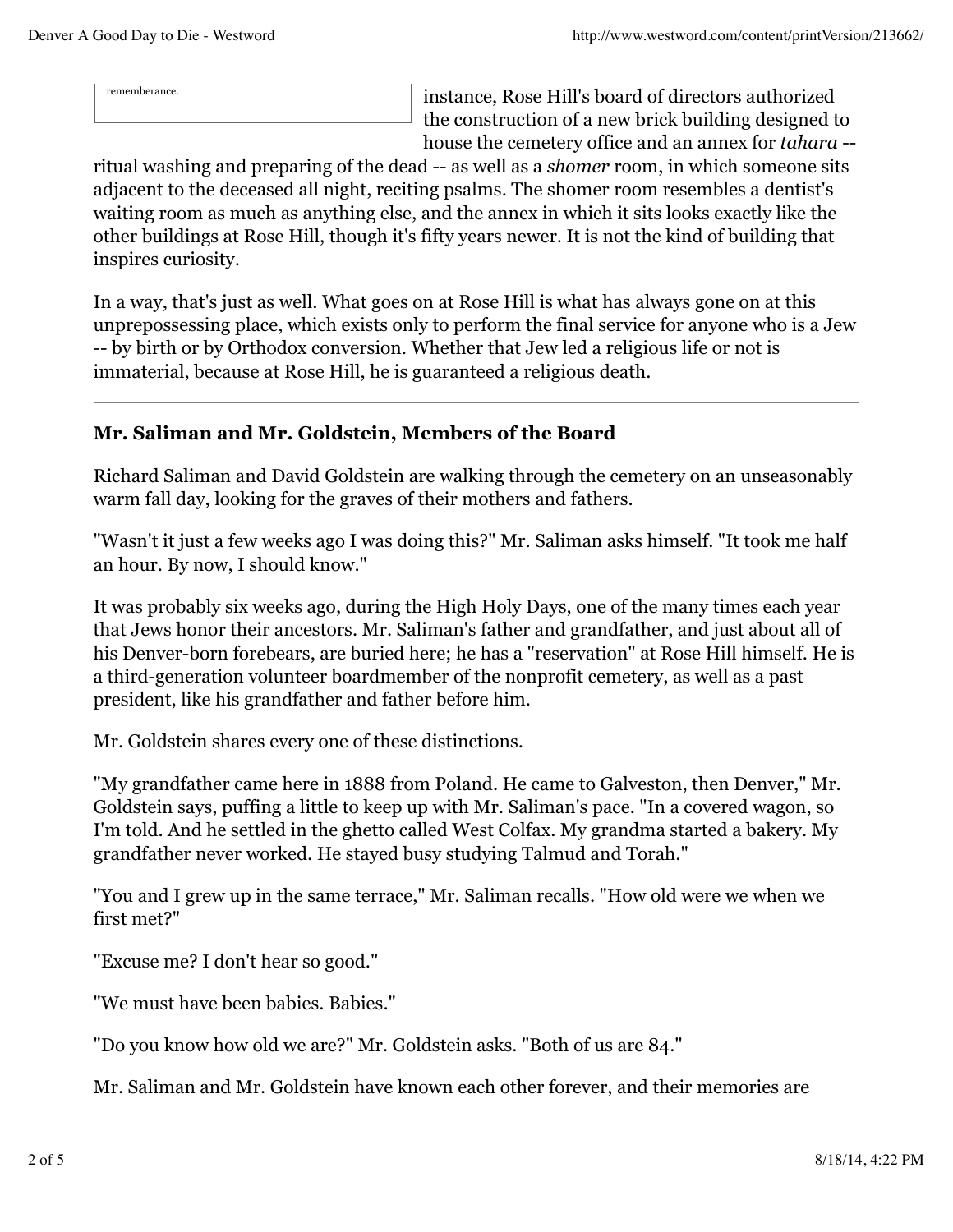rememberance.

instance, Rose Hill's board of directors authorized the construction of a new brick building designed to house the cemetery office and an annex for *tahara* -- ritual washing and preparing of the dead -- as well as a *shomer* room, in which someone sits adjacent to the deceased all night, reciting psalms. The shomer room resembles a dentist's waiting room as much as anything else, and the annex in which it sits looks exactly like the other buildings at Rose Hill, though it's fifty years newer. It is not the kind of building that inspires curiosity.

In a way, that's just as well. What goes on at Rose Hill is what has always gone on at this unprepossessing place, which exists only to perform the final service for anyone who is a Jew -- by birth or by Orthodox conversion. Whether that Jew led a religious life or not is immaterial, because at Rose Hill, he is guaranteed a religious death.

---

### Mr. Saliman and Mr. Goldstein, Members of the Board

Richard Saliman and David Goldstein are walking through the cemetery on an unseasonably warm fall day, looking for the graves of their mothers and fathers.

"Wasn't it just a few weeks ago I was doing this?" Mr. Saliman asks himself. "It took me half an hour. By now, I should know."

It was probably six weeks ago, during the High Holy Days, one of the many times each year that Jews honor their ancestors. Mr. Saliman's father and grandfather, and just about all of his Denver-born forebears, are buried here; he has a "reservation" at Rose Hill himself. He is a third-generation volunteer boardmember of the nonprofit cemetery, as well as a past president, like his grandfather and father before him.

Mr. Goldstein shares every one of these distinctions.

"My grandfather came here in 1888 from Poland. He came to Galveston, then Denver," Mr. Goldstein says, puffing a little to keep up with Mr. Saliman's pace. "In a covered wagon, so I'm told. And he settled in the ghetto called West Colfax. My grandma started a bakery. My grandfather never worked. He stayed busy studying Talmud and Torah."

"You and I grew up in the same terrace," Mr. Saliman recalls. "How old were we when we first met?"

"Excuse me? I don't hear so good."

"We must have been babies. Babies."

"Do you know how old we are?" Mr. Goldstein asks. "Both of us are 84."

Mr. Saliman and Mr. Goldstein have known each other forever, and their memories are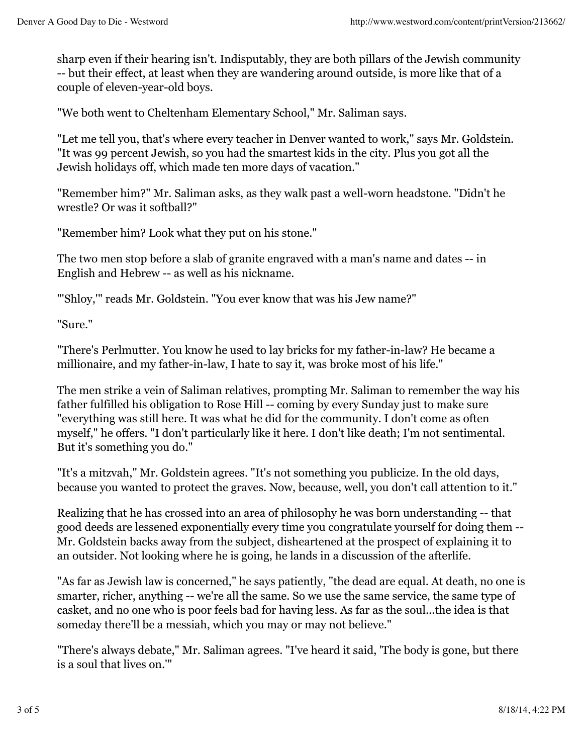sharp even if their hearing isn't. Indisputably, they are both pillars of the Jewish community -- but their effect, at least when they are wandering around outside, is more like that of a couple of eleven-year-old boys.

"We both went to Cheltenham Elementary School," Mr. Saliman says.

"Let me tell you, that's where every teacher in Denver wanted to work," says Mr. Goldstein. "It was 99 percent Jewish, so you had the smartest kids in the city. Plus you got all the Jewish holidays off, which made ten more days of vacation."

"Remember him?" Mr. Saliman asks, as they walk past a well-worn headstone. "Didn't he wrestle? Or was it softball?"

"Remember him? Look what they put on his stone."

The two men stop before a slab of granite engraved with a man's name and dates -- in English and Hebrew -- as well as his nickname.

"'Shloy,'" reads Mr. Goldstein. "You ever know that was his Jew name?"

"Sure."

"There's Perlmutter. You know he used to lay bricks for my father-in-law? He became a millionaire, and my father-in-law, I hate to say it, was broke most of his life."

The men strike a vein of Saliman relatives, prompting Mr. Saliman to remember the way his father fulfilled his obligation to Rose Hill -- coming by every Sunday just to make sure "everything was still here. It was what he did for the community. I don't come as often myself," he offers. "I don't particularly like it here. I don't like death; I'm not sentimental. But it's something you do."

"It's a mitzvah," Mr. Goldstein agrees. "It's not something you publicize. In the old days, because you wanted to protect the graves. Now, because, well, you don't call attention to it."

Realizing that he has crossed into an area of philosophy he was born understanding -- that good deeds are lessened exponentially every time you congratulate yourself for doing them -- Mr. Goldstein backs away from the subject, disheartened at the prospect of explaining it to an outsider. Not looking where he is going, he lands in a discussion of the afterlife.

"As far as Jewish law is concerned," he says patiently, "the dead are equal. At death, no one is smarter, richer, anything -- we're all the same. So we use the same service, the same type of casket, and no one who is poor feels bad for having less. As far as the soul...the idea is that someday there'll be a messiah, which you may or may not believe."

"There's always debate," Mr. Saliman agrees. "I've heard it said, 'The body is gone, but there is a soul that lives on.'"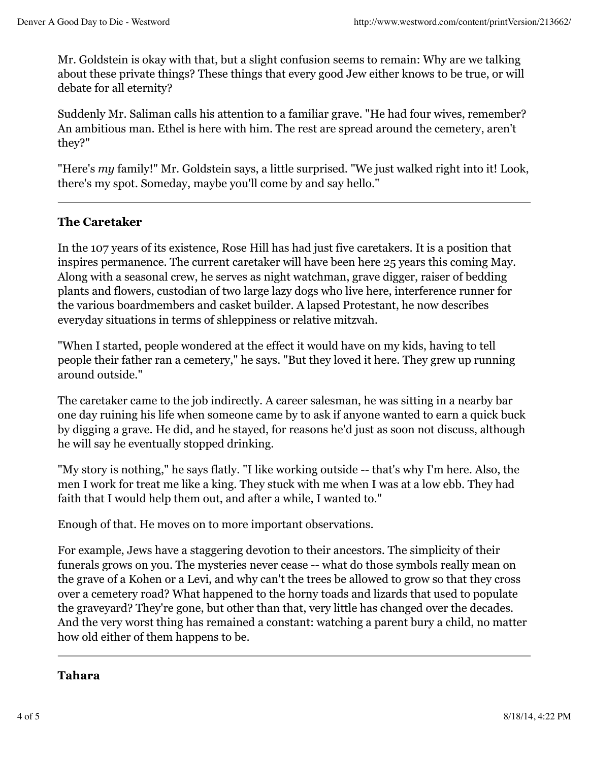Mr. Goldstein is okay with that, but a slight confusion seems to remain: Why are we talking about these private things? These things that every good Jew either knows to be true, or will debate for all eternity?

Suddenly Mr. Saliman calls his attention to a familiar grave. "He had four wives, remember? An ambitious man. Ethel is here with him. The rest are spread around the cemetery, aren't they?"

"Here's *my* family!" Mr. Goldstein says, a little surprised. "We just walked right into it! Look, there's my spot. Someday, maybe you'll come by and say hello."

---

### The Caretaker

In the 107 years of its existence, Rose Hill has had just five caretakers. It is a position that inspires permanence. The current caretaker will have been here 25 years this coming May. Along with a seasonal crew, he serves as night watchman, grave digger, raiser of bedding plants and flowers, custodian of two large lazy dogs who live here, interference runner for the various boardmembers and casket builder. A lapsed Protestant, he now describes everyday situations in terms of shleppiness or relative mitzvah.

"When I started, people wondered at the effect it would have on my kids, having to tell people their father ran a cemetery," he says. "But they loved it here. They grew up running around outside."

The caretaker came to the job indirectly. A career salesman, he was sitting in a nearby bar one day ruining his life when someone came by to ask if anyone wanted to earn a quick buck by digging a grave. He did, and he stayed, for reasons he'd just as soon not discuss, although he will say he eventually stopped drinking.

"My story is nothing," he says flatly. "I like working outside -- that's why I'm here. Also, the men I work for treat me like a king. They stuck with me when I was at a low ebb. They had faith that I would help them out, and after a while, I wanted to."

Enough of that. He moves on to more important observations.

For example, Jews have a staggering devotion to their ancestors. The simplicity of their funerals grows on you. The mysteries never cease -- what do those symbols really mean on the grave of a Kohen or a Levi, and why can't the trees be allowed to grow so that they cross over a cemetery road? What happened to the horny toads and lizards that used to populate the graveyard? They're gone, but other than that, very little has changed over the decades. And the very worst thing has remained a constant: watching a parent bury a child, no matter how old either of them happens to be.

---

### Tahara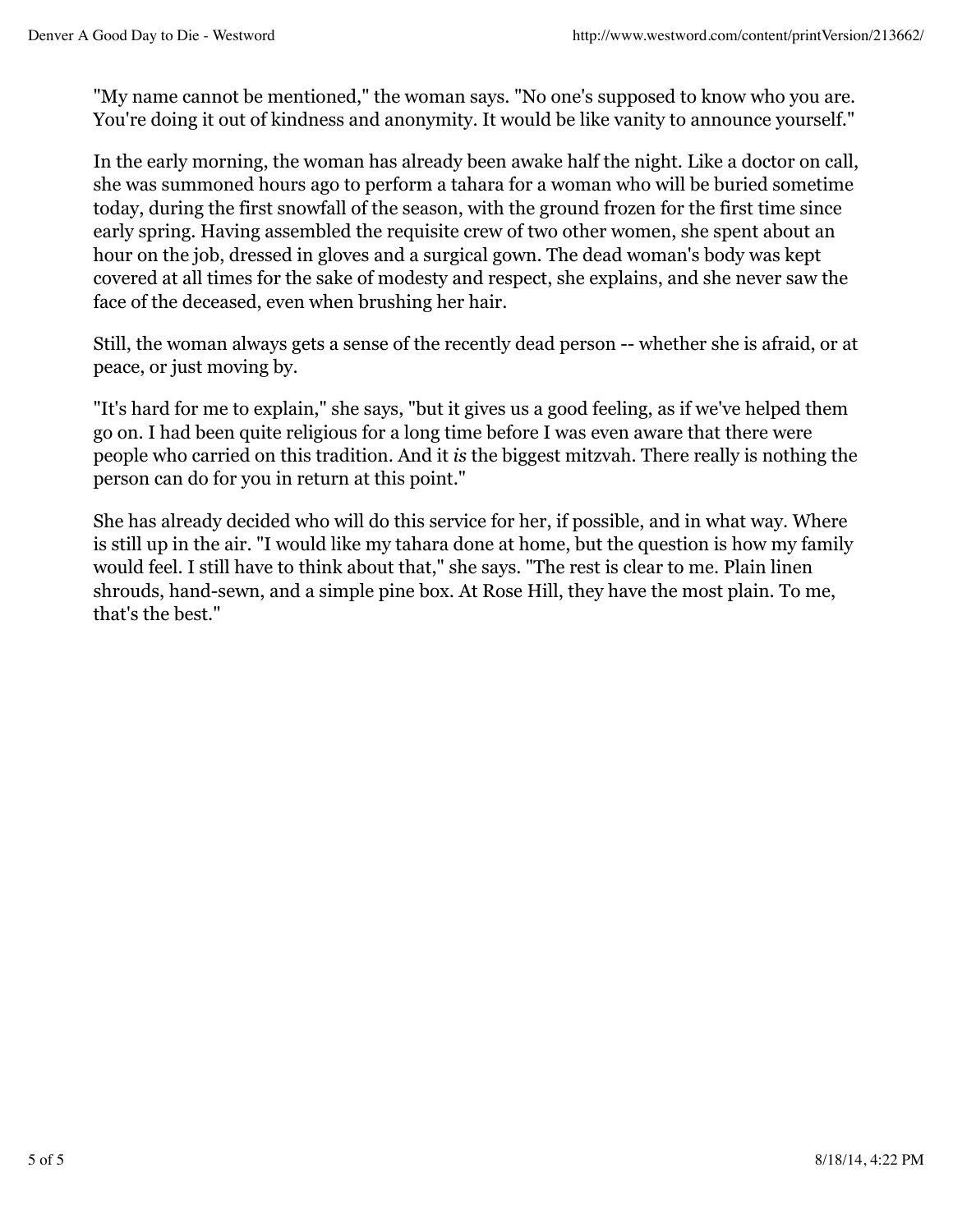"My name cannot be mentioned," the woman says. "No one's supposed to know who you are. You're doing it out of kindness and anonymity. It would be like vanity to announce yourself."

In the early morning, the woman has already been awake half the night. Like a doctor on call, she was summoned hours ago to perform a tahara for a woman who will be buried sometime today, during the first snowfall of the season, with the ground frozen for the first time since early spring. Having assembled the requisite crew of two other women, she spent about an hour on the job, dressed in gloves and a surgical gown. The dead woman's body was kept covered at all times for the sake of modesty and respect, she explains, and she never saw the face of the deceased, even when brushing her hair.

Still, the woman always gets a sense of the recently dead person -- whether she is afraid, or at peace, or just moving by.

"It's hard for me to explain," she says, "but it gives us a good feeling, as if we've helped them go on. I had been quite religious for a long time before I was even aware that there were people who carried on this tradition. And it *is* the biggest mitzvah. There really is nothing the person can do for you in return at this point."

She has already decided who will do this service for her, if possible, and in what way. Where is still up in the air. "I would like my tahara done at home, but the question is how my family would feel. I still have to think about that," she says. "The rest is clear to me. Plain linen shrouds, hand-sewn, and a simple pine box. At Rose Hill, they have the most plain. To me, that's the best."